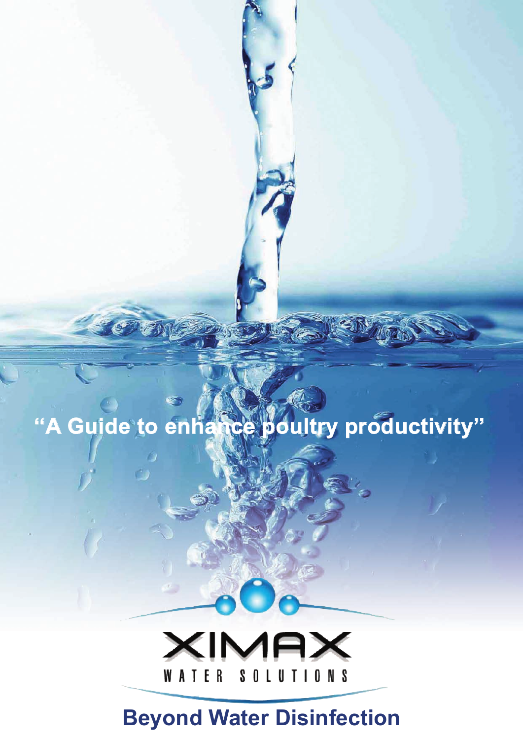# "A Guide to enhance poultry productivity"

XIMAX

WATER SOLUTIONS

## Beyond Water Disinfection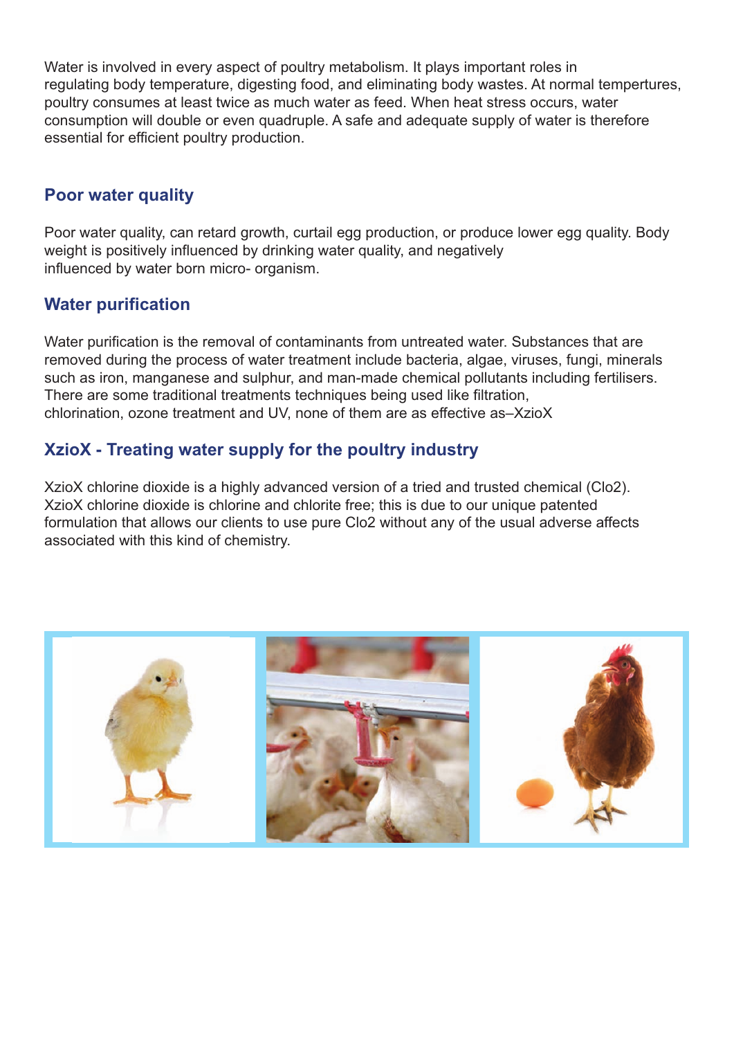Water is involved in every aspect of poultry metabolism. It plays important roles in regulating body temperature, digesting food, and eliminating body wastes. At normal tempertures, poultry consumes at least twice as much water as feed. When heat stress occurs, water consumption will double or even quadruple. A safe and adequate supply of water is therefore essential for efficient poultry production.

## Poor water quality

Poor water quality, can retard growth, curtail egg production, or produce lower egg quality. Body weight is positively influenced by drinking water quality, and negatively influenced by water born micro- organism.

## Water purification

Water purification is the removal of contaminants from untreated water. Substances that are removed during the process of water treatment include bacteria, algae, viruses, fungi, minerals such as iron, manganese and sulphur, and man-made chemical pollutants including fertilisers. There are some traditional treatments techniques being used like filtration, chlorination, ozone treatment and UV, none of them are as effective as–XzioX

## XzioX - Treating water supply for the poultry industry

XzioX chlorine dioxide is a highly advanced version of a tried and trusted chemical (Clo2). XzioX chlorine dioxide is chlorine and chlorite free; this is due to our unique patented formulation that allows our clients to use pure Clo2 without any of the usual adverse affects associated with this kind of chemistry.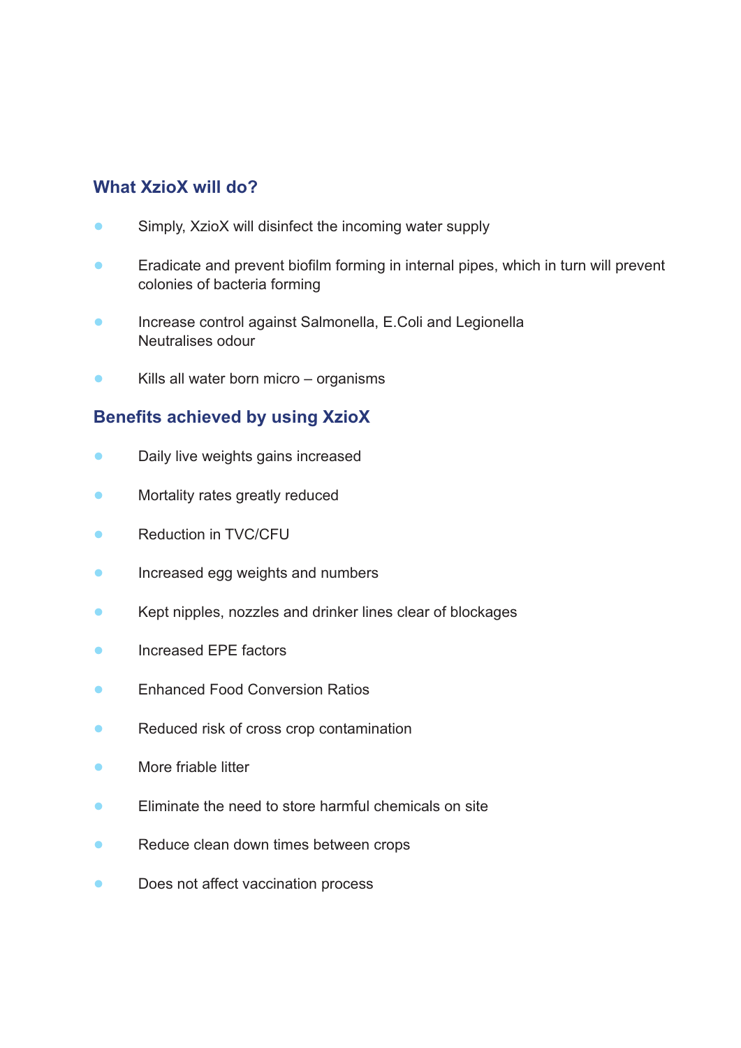## What XzioX will do?

- Simply, XzioX will disinfect the incoming water supply
- Eradicate and prevent biofilm forming in internal pipes, which in turn will prevent colonies of bacteria forming
- Increase control against Salmonella, E.Coli and Legionella
  Neutralises odour
- Kills all water born micro – organisms

## Benefits achieved by using XzioX

- Daily live weights gains increased
- Mortality rates greatly reduced
- Reduction in TVC/CFU
- Increased egg weights and numbers
- Kept nipples, nozzles and drinker lines clear of blockages
- Increased EPE factors
- Enhanced Food Conversion Ratios
- Reduced risk of cross crop contamination
- More friable litter
- Eliminate the need to store harmful chemicals on site
- Reduce clean down times between crops
- Does not affect vaccination process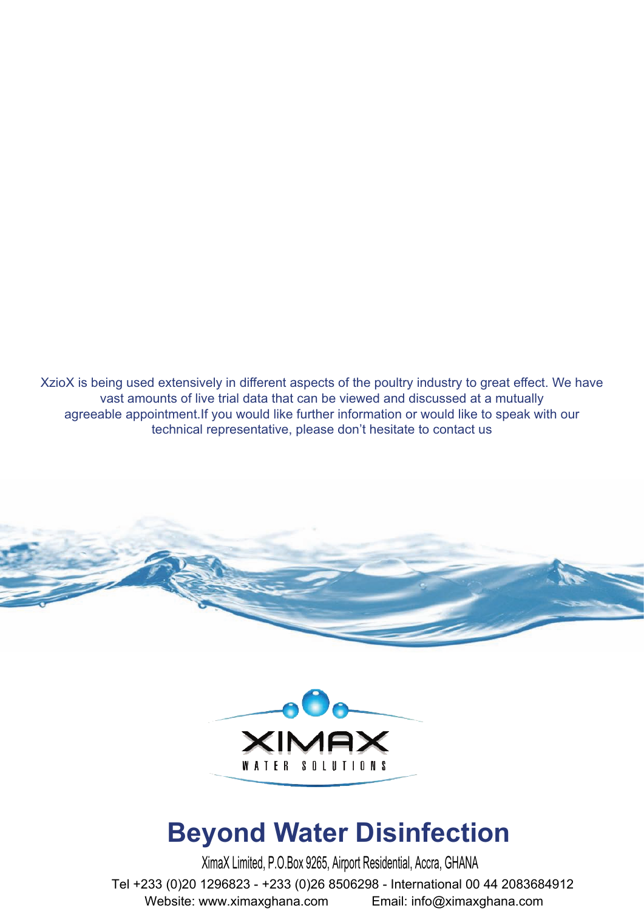XzioX is being used extensively in different aspects of the poultry industry to great effect. We have vast amounts of live trial data that can be viewed and discussed at a mutually agreeable appointment.If you would like further information or would like to speak with our technical representative, please don't hesitate to contact us

XIMAX

WATER SOLUTIONS

# Beyond Water Disinfection

XimaX Limited, P.O.Box 9265, Airport Residential, Accra, GHANA

Tel +233 (0)20 1296823 - +233 (0)26 8506298 - International 00 44 2083684912

Website: www.ximaxghana.com Email: info@ximaxghana.com